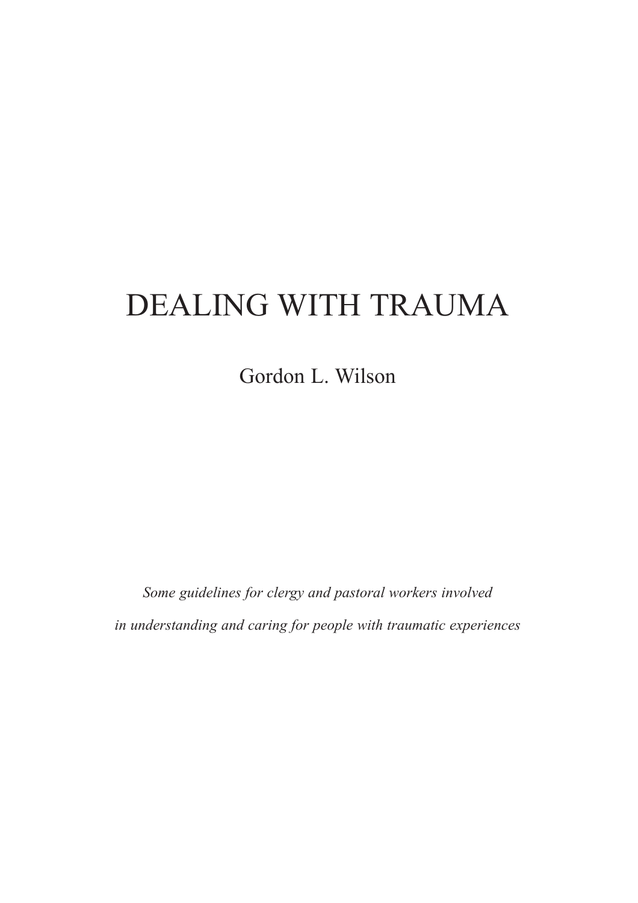# DEALING WITH TRAUMA

Gordon L. Wilson

*Some guidelines for clergy and pastoral workers involved*

*in understanding and caring for people with traumatic experiences*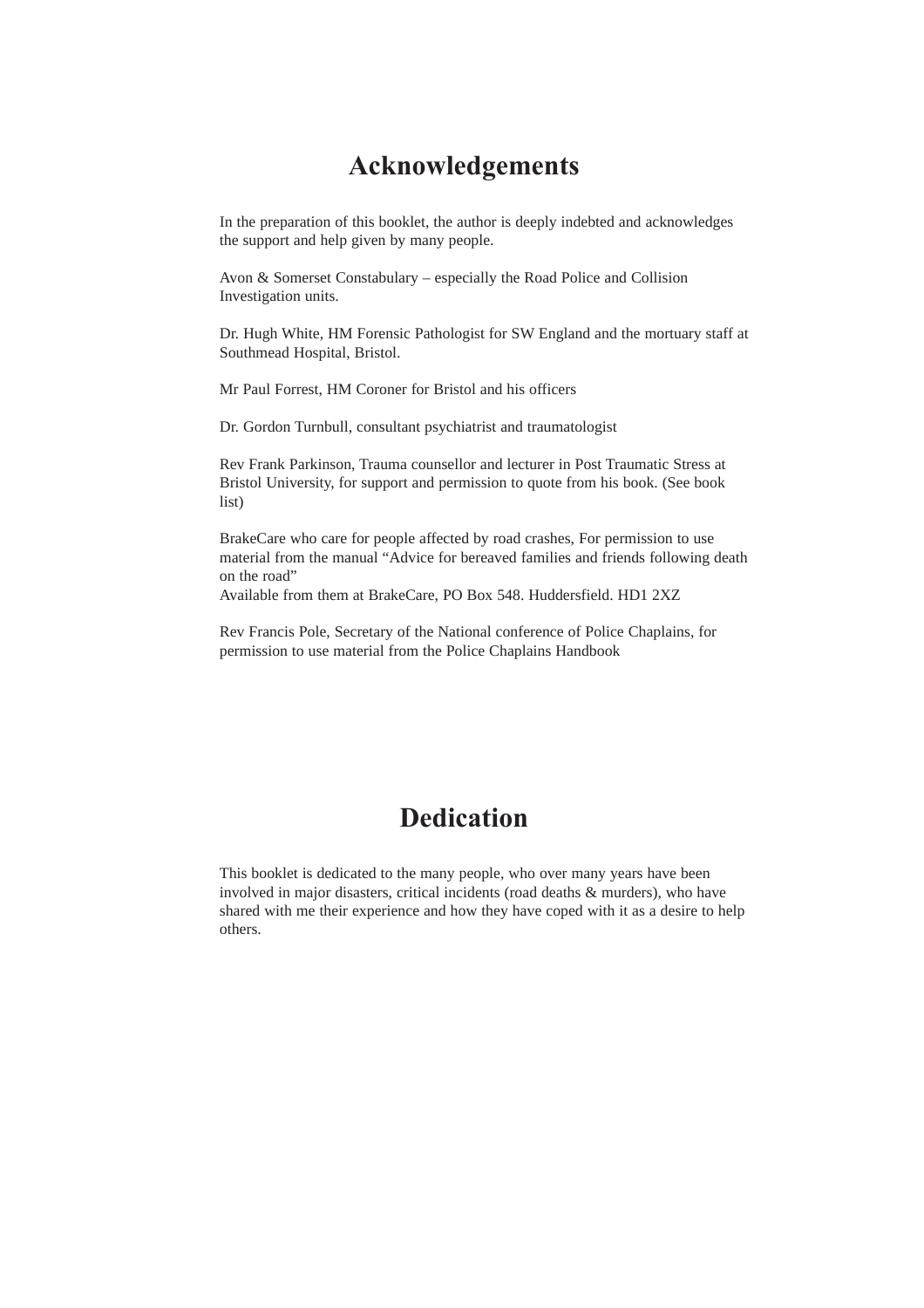# Acknowledgements

In the preparation of this booklet, the author is deeply indebted and acknowledges the support and help given by many people.

Avon & Somerset Constabulary – especially the Road Police and Collision Investigation units.

Dr. Hugh White, HM Forensic Pathologist for SW England and the mortuary staff at Southmead Hospital, Bristol.

Mr Paul Forrest, HM Coroner for Bristol and his officers

Dr. Gordon Turnbull, consultant psychiatrist and traumatologist

Rev Frank Parkinson, Trauma counsellor and lecturer in Post Traumatic Stress at Bristol University, for support and permission to quote from his book. (See book list)

BrakeCare who care for people affected by road crashes, For permission to use material from the manual "Advice for bereaved families and friends following death on the road"
Available from them at BrakeCare, PO Box 548. Huddersfield. HD1 2XZ

Rev Francis Pole, Secretary of the National conference of Police Chaplains, for permission to use material from the Police Chaplains Handbook

# Dedication

This booklet is dedicated to the many people, who over many years have been involved in major disasters, critical incidents (road deaths & murders), who have shared with me their experience and how they have coped with it as a desire to help others.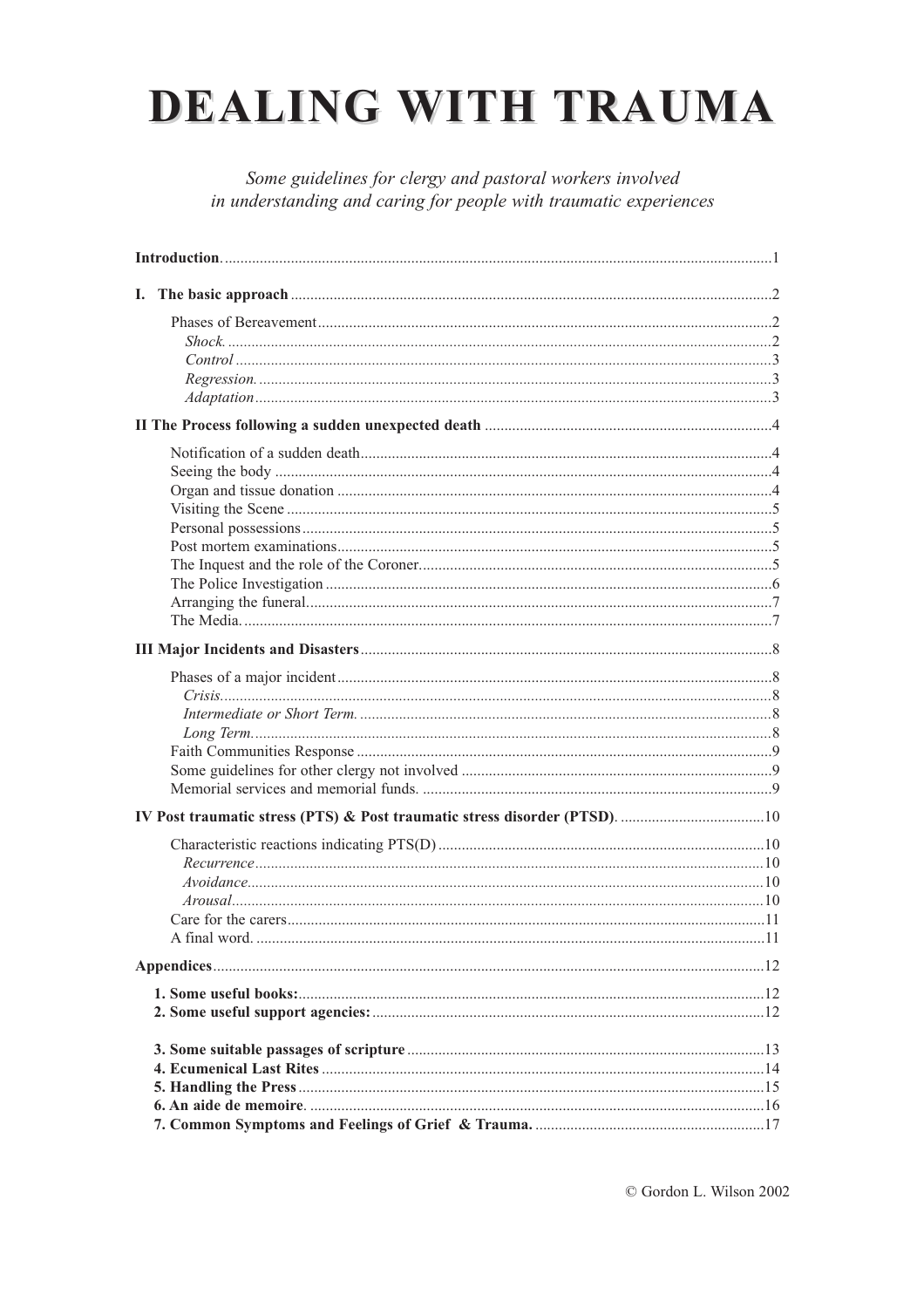# DEALING WITH TRAUMA

*Some guidelines for clergy and pastoral workers involved in understanding and caring for people with traumatic experiences*

**Introduction**............................................................1

**I. The basic approach**............................................................2

- Phases of Bereavement............................................................2
  - *Shock*............................................................2
  - *Control*............................................................3
  - *Regression*............................................................3
  - *Adaptation*............................................................3

**II The Process following a sudden unexpected death**............................................................4

- Notification of a sudden death............................................................4
- Seeing the body............................................................4
- Organ and tissue donation............................................................4
- Visiting the Scene............................................................5
- Personal possessions............................................................5
- Post mortem examinations............................................................5
- The Inquest and the role of the Coroner............................................................5
- The Police Investigation............................................................6
- Arranging the funeral............................................................7
- The Media............................................................7

**III Major Incidents and Disasters**............................................................8

- Phases of a major incident............................................................8
  - *Crisis*............................................................8
  - *Intermediate or Short Term*............................................................8
  - *Long Term*............................................................8
- Faith Communities Response............................................................9
- Some guidelines for other clergy not involved............................................................9
- Memorial services and memorial funds............................................................9

**IV Post traumatic stress (PTS) & Post traumatic stress disorder (PTSD)**............................................................10

- Characteristic reactions indicating PTS(D)............................................................10
  - *Recurrence*............................................................10
  - *Avoidance*............................................................10
  - *Arousal*............................................................10
- Care for the carers............................................................11
- A final word............................................................11

**Appendices**............................................................12

- **1. Some useful books:**............................................................12
- **2. Some useful support agencies:**............................................................12
- **3. Some suitable passages of scripture**............................................................13
- **4. Ecumenical Last Rites**............................................................14
- **5. Handling the Press**............................................................15
- **6. An aide de memoire**............................................................16
- **7. Common Symptoms and Feelings of Grief & Trauma.**............................................................17

© Gordon L. Wilson 2002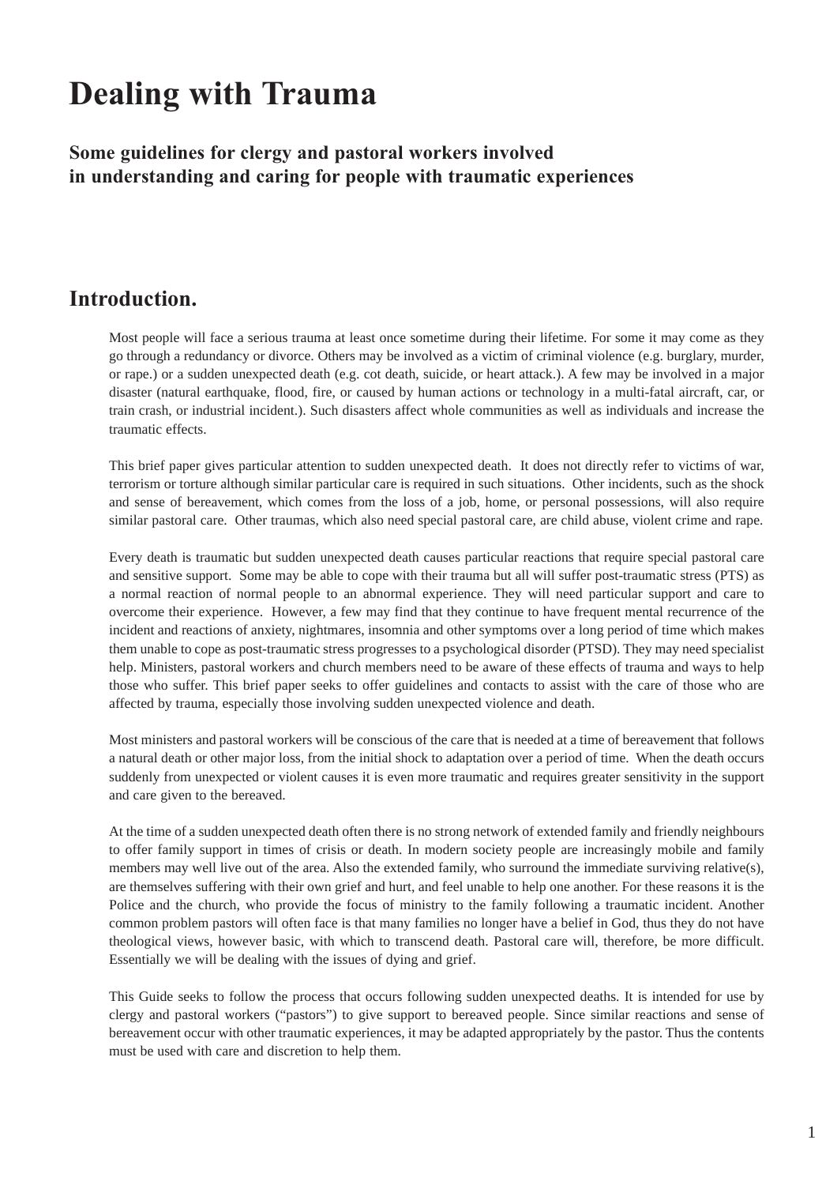# Dealing with Trauma

### Some guidelines for clergy and pastoral workers involved in understanding and caring for people with traumatic experiences

## Introduction.

Most people will face a serious trauma at least once sometime during their lifetime. For some it may come as they go through a redundancy or divorce. Others may be involved as a victim of criminal violence (e.g. burglary, murder, or rape.) or a sudden unexpected death (e.g. cot death, suicide, or heart attack.). A few may be involved in a major disaster (natural earthquake, flood, fire, or caused by human actions or technology in a multi-fatal aircraft, car, or train crash, or industrial incident.). Such disasters affect whole communities as well as individuals and increase the traumatic effects.

This brief paper gives particular attention to sudden unexpected death. It does not directly refer to victims of war, terrorism or torture although similar particular care is required in such situations. Other incidents, such as the shock and sense of bereavement, which comes from the loss of a job, home, or personal possessions, will also require similar pastoral care. Other traumas, which also need special pastoral care, are child abuse, violent crime and rape.

Every death is traumatic but sudden unexpected death causes particular reactions that require special pastoral care and sensitive support. Some may be able to cope with their trauma but all will suffer post-traumatic stress (PTS) as a normal reaction of normal people to an abnormal experience. They will need particular support and care to overcome their experience. However, a few may find that they continue to have frequent mental recurrence of the incident and reactions of anxiety, nightmares, insomnia and other symptoms over a long period of time which makes them unable to cope as post-traumatic stress progresses to a psychological disorder (PTSD). They may need specialist help. Ministers, pastoral workers and church members need to be aware of these effects of trauma and ways to help those who suffer. This brief paper seeks to offer guidelines and contacts to assist with the care of those who are affected by trauma, especially those involving sudden unexpected violence and death.

Most ministers and pastoral workers will be conscious of the care that is needed at a time of bereavement that follows a natural death or other major loss, from the initial shock to adaptation over a period of time. When the death occurs suddenly from unexpected or violent causes it is even more traumatic and requires greater sensitivity in the support and care given to the bereaved.

At the time of a sudden unexpected death often there is no strong network of extended family and friendly neighbours to offer family support in times of crisis or death. In modern society people are increasingly mobile and family members may well live out of the area. Also the extended family, who surround the immediate surviving relative(s), are themselves suffering with their own grief and hurt, and feel unable to help one another. For these reasons it is the Police and the church, who provide the focus of ministry to the family following a traumatic incident. Another common problem pastors will often face is that many families no longer have a belief in God, thus they do not have theological views, however basic, with which to transcend death. Pastoral care will, therefore, be more difficult. Essentially we will be dealing with the issues of dying and grief.

This Guide seeks to follow the process that occurs following sudden unexpected deaths. It is intended for use by clergy and pastoral workers ("pastors") to give support to bereaved people. Since similar reactions and sense of bereavement occur with other traumatic experiences, it may be adapted appropriately by the pastor. Thus the contents must be used with care and discretion to help them.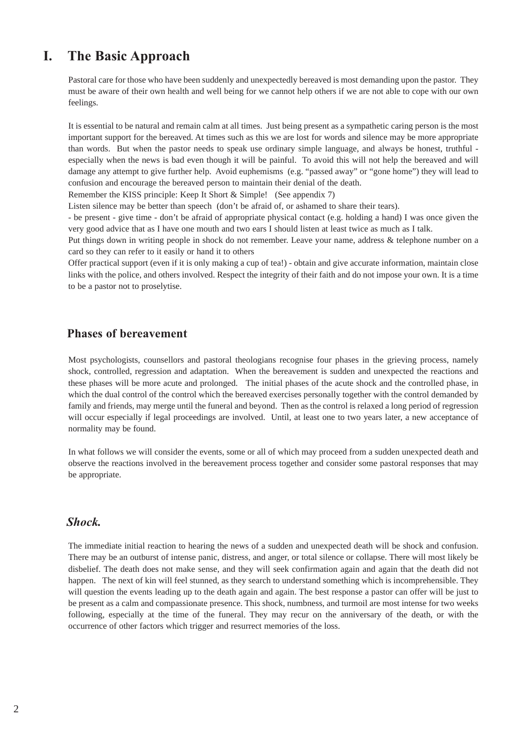# I. The Basic Approach

Pastoral care for those who have been suddenly and unexpectedly bereaved is most demanding upon the pastor. They must be aware of their own health and well being for we cannot help others if we are not able to cope with our own feelings.

It is essential to be natural and remain calm at all times. Just being present as a sympathetic caring person is the most important support for the bereaved. At times such as this we are lost for words and silence may be more appropriate than words. But when the pastor needs to speak use ordinary simple language, and always be honest, truthful - especially when the news is bad even though it will be painful. To avoid this will not help the bereaved and will damage any attempt to give further help. Avoid euphemisms (e.g. "passed away" or "gone home") they will lead to confusion and encourage the bereaved person to maintain their denial of the death.

Remember the KISS principle: Keep It Short & Simple! (See appendix 7)

Listen silence may be better than speech (don't be afraid of, or ashamed to share their tears).

- be present - give time - don't be afraid of appropriate physical contact (e.g. holding a hand) I was once given the very good advice that as I have one mouth and two ears I should listen at least twice as much as I talk.

Put things down in writing people in shock do not remember. Leave your name, address & telephone number on a card so they can refer to it easily or hand it to others

Offer practical support (even if it is only making a cup of tea!) - obtain and give accurate information, maintain close links with the police, and others involved. Respect the integrity of their faith and do not impose your own. It is a time to be a pastor not to proselytise.

## Phases of bereavement

Most psychologists, counsellors and pastoral theologians recognise four phases in the grieving process, namely shock, controlled, regression and adaptation. When the bereavement is sudden and unexpected the reactions and these phases will be more acute and prolonged. The initial phases of the acute shock and the controlled phase, in which the dual control of the control which the bereaved exercises personally together with the control demanded by family and friends, may merge until the funeral and beyond. Then as the control is relaxed a long period of regression will occur especially if legal proceedings are involved. Until, at least one to two years later, a new acceptance of normality may be found.

In what follows we will consider the events, some or all of which may proceed from a sudden unexpected death and observe the reactions involved in the bereavement process together and consider some pastoral responses that may be appropriate.

### *Shock.*

The immediate initial reaction to hearing the news of a sudden and unexpected death will be shock and confusion. There may be an outburst of intense panic, distress, and anger, or total silence or collapse. There will most likely be disbelief. The death does not make sense, and they will seek confirmation again and again that the death did not happen. The next of kin will feel stunned, as they search to understand something which is incomprehensible. They will question the events leading up to the death again and again. The best response a pastor can offer will be just to be present as a calm and compassionate presence. This shock, numbness, and turmoil are most intense for two weeks following, especially at the time of the funeral. They may recur on the anniversary of the death, or with the occurrence of other factors which trigger and resurrect memories of the loss.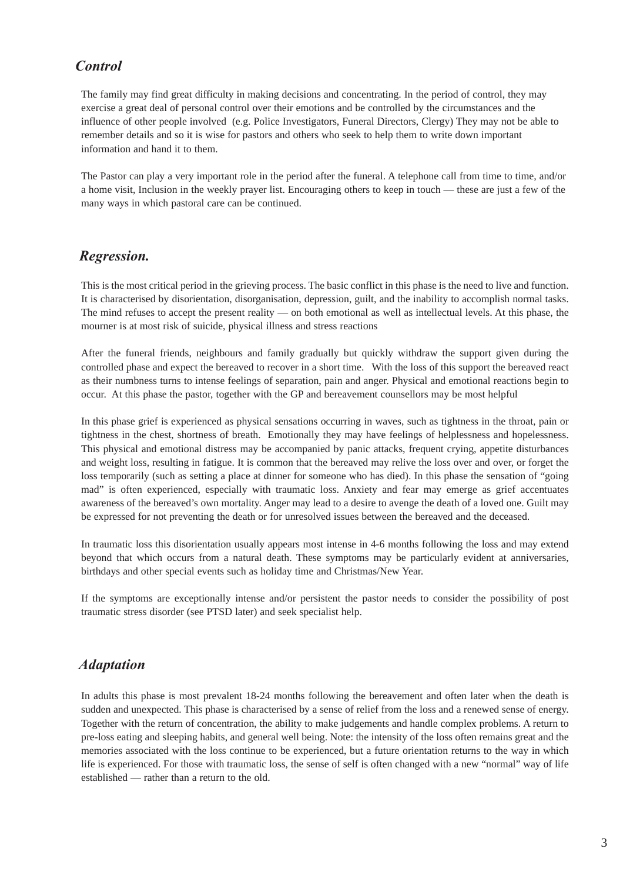## *Control*

The family may find great difficulty in making decisions and concentrating. In the period of control, they may exercise a great deal of personal control over their emotions and be controlled by the circumstances and the influence of other people involved (e.g. Police Investigators, Funeral Directors, Clergy) They may not be able to remember details and so it is wise for pastors and others who seek to help them to write down important information and hand it to them.

The Pastor can play a very important role in the period after the funeral. A telephone call from time to time, and/or a home visit, Inclusion in the weekly prayer list. Encouraging others to keep in touch — these are just a few of the many ways in which pastoral care can be continued.

## *Regression.*

This is the most critical period in the grieving process. The basic conflict in this phase is the need to live and function. It is characterised by disorientation, disorganisation, depression, guilt, and the inability to accomplish normal tasks. The mind refuses to accept the present reality — on both emotional as well as intellectual levels. At this phase, the mourner is at most risk of suicide, physical illness and stress reactions

After the funeral friends, neighbours and family gradually but quickly withdraw the support given during the controlled phase and expect the bereaved to recover in a short time. With the loss of this support the bereaved react as their numbness turns to intense feelings of separation, pain and anger. Physical and emotional reactions begin to occur. At this phase the pastor, together with the GP and bereavement counsellors may be most helpful

In this phase grief is experienced as physical sensations occurring in waves, such as tightness in the throat, pain or tightness in the chest, shortness of breath. Emotionally they may have feelings of helplessness and hopelessness. This physical and emotional distress may be accompanied by panic attacks, frequent crying, appetite disturbances and weight loss, resulting in fatigue. It is common that the bereaved may relive the loss over and over, or forget the loss temporarily (such as setting a place at dinner for someone who has died). In this phase the sensation of "going mad" is often experienced, especially with traumatic loss. Anxiety and fear may emerge as grief accentuates awareness of the bereaved's own mortality. Anger may lead to a desire to avenge the death of a loved one. Guilt may be expressed for not preventing the death or for unresolved issues between the bereaved and the deceased.

In traumatic loss this disorientation usually appears most intense in 4-6 months following the loss and may extend beyond that which occurs from a natural death. These symptoms may be particularly evident at anniversaries, birthdays and other special events such as holiday time and Christmas/New Year.

If the symptoms are exceptionally intense and/or persistent the pastor needs to consider the possibility of post traumatic stress disorder (see PTSD later) and seek specialist help.

## *Adaptation*

In adults this phase is most prevalent 18-24 months following the bereavement and often later when the death is sudden and unexpected. This phase is characterised by a sense of relief from the loss and a renewed sense of energy. Together with the return of concentration, the ability to make judgements and handle complex problems. A return to pre-loss eating and sleeping habits, and general well being. Note: the intensity of the loss often remains great and the memories associated with the loss continue to be experienced, but a future orientation returns to the way in which life is experienced. For those with traumatic loss, the sense of self is often changed with a new "normal" way of life established — rather than a return to the old.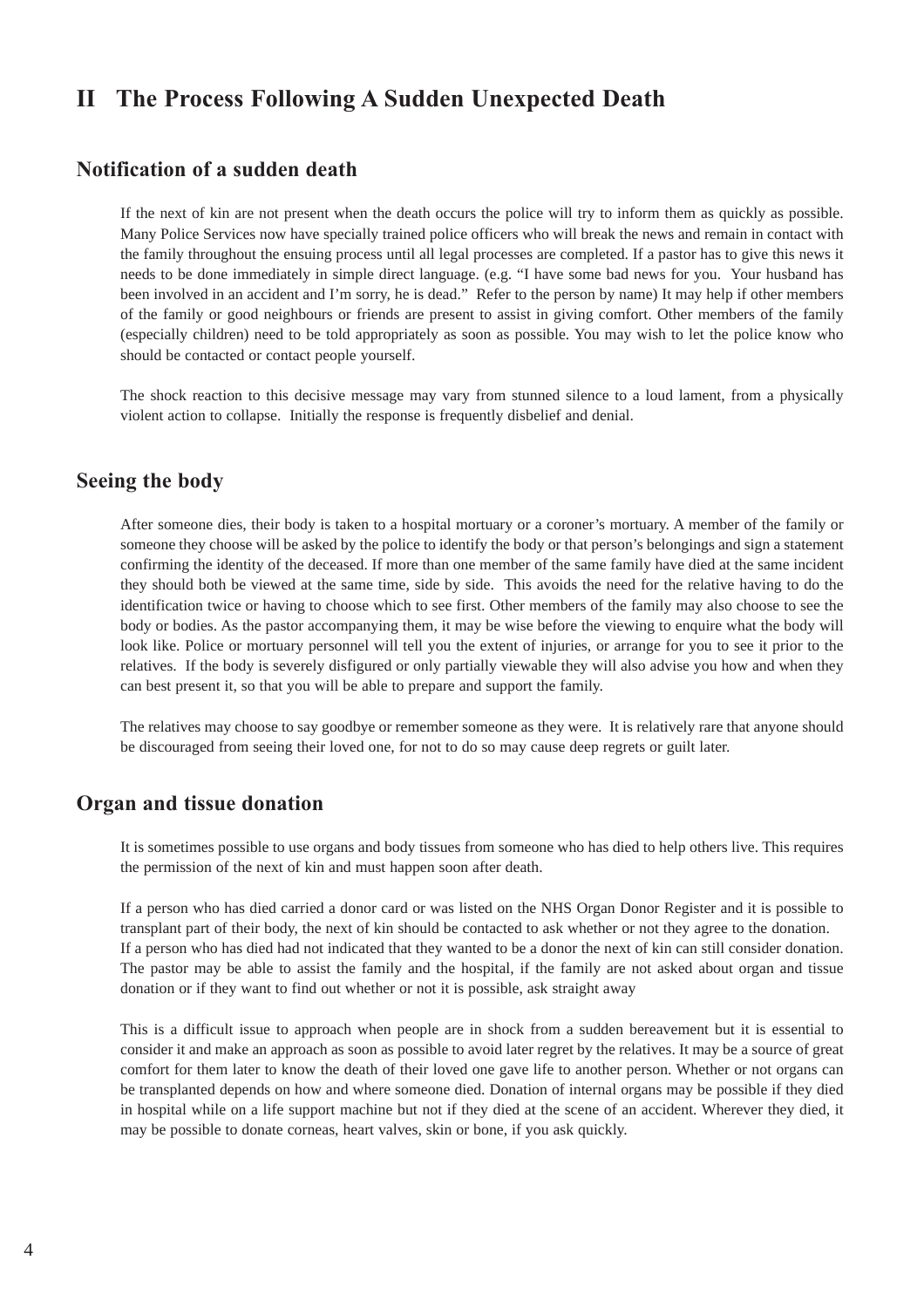# II The Process Following A Sudden Unexpected Death

## Notification of a sudden death

If the next of kin are not present when the death occurs the police will try to inform them as quickly as possible. Many Police Services now have specially trained police officers who will break the news and remain in contact with the family throughout the ensuing process until all legal processes are completed. If a pastor has to give this news it needs to be done immediately in simple direct language. (e.g. "I have some bad news for you. Your husband has been involved in an accident and I'm sorry, he is dead." Refer to the person by name) It may help if other members of the family or good neighbours or friends are present to assist in giving comfort. Other members of the family (especially children) need to be told appropriately as soon as possible. You may wish to let the police know who should be contacted or contact people yourself.

The shock reaction to this decisive message may vary from stunned silence to a loud lament, from a physically violent action to collapse. Initially the response is frequently disbelief and denial.

## Seeing the body

After someone dies, their body is taken to a hospital mortuary or a coroner's mortuary. A member of the family or someone they choose will be asked by the police to identify the body or that person's belongings and sign a statement confirming the identity of the deceased. If more than one member of the same family have died at the same incident they should both be viewed at the same time, side by side. This avoids the need for the relative having to do the identification twice or having to choose which to see first. Other members of the family may also choose to see the body or bodies. As the pastor accompanying them, it may be wise before the viewing to enquire what the body will look like. Police or mortuary personnel will tell you the extent of injuries, or arrange for you to see it prior to the relatives. If the body is severely disfigured or only partially viewable they will also advise you how and when they can best present it, so that you will be able to prepare and support the family.

The relatives may choose to say goodbye or remember someone as they were. It is relatively rare that anyone should be discouraged from seeing their loved one, for not to do so may cause deep regrets or guilt later.

## Organ and tissue donation

It is sometimes possible to use organs and body tissues from someone who has died to help others live. This requires the permission of the next of kin and must happen soon after death.

If a person who has died carried a donor card or was listed on the NHS Organ Donor Register and it is possible to transplant part of their body, the next of kin should be contacted to ask whether or not they agree to the donation. If a person who has died had not indicated that they wanted to be a donor the next of kin can still consider donation. The pastor may be able to assist the family and the hospital, if the family are not asked about organ and tissue donation or if they want to find out whether or not it is possible, ask straight away

This is a difficult issue to approach when people are in shock from a sudden bereavement but it is essential to consider it and make an approach as soon as possible to avoid later regret by the relatives. It may be a source of great comfort for them later to know the death of their loved one gave life to another person. Whether or not organs can be transplanted depends on how and where someone died. Donation of internal organs may be possible if they died in hospital while on a life support machine but not if they died at the scene of an accident. Wherever they died, it may be possible to donate corneas, heart valves, skin or bone, if you ask quickly.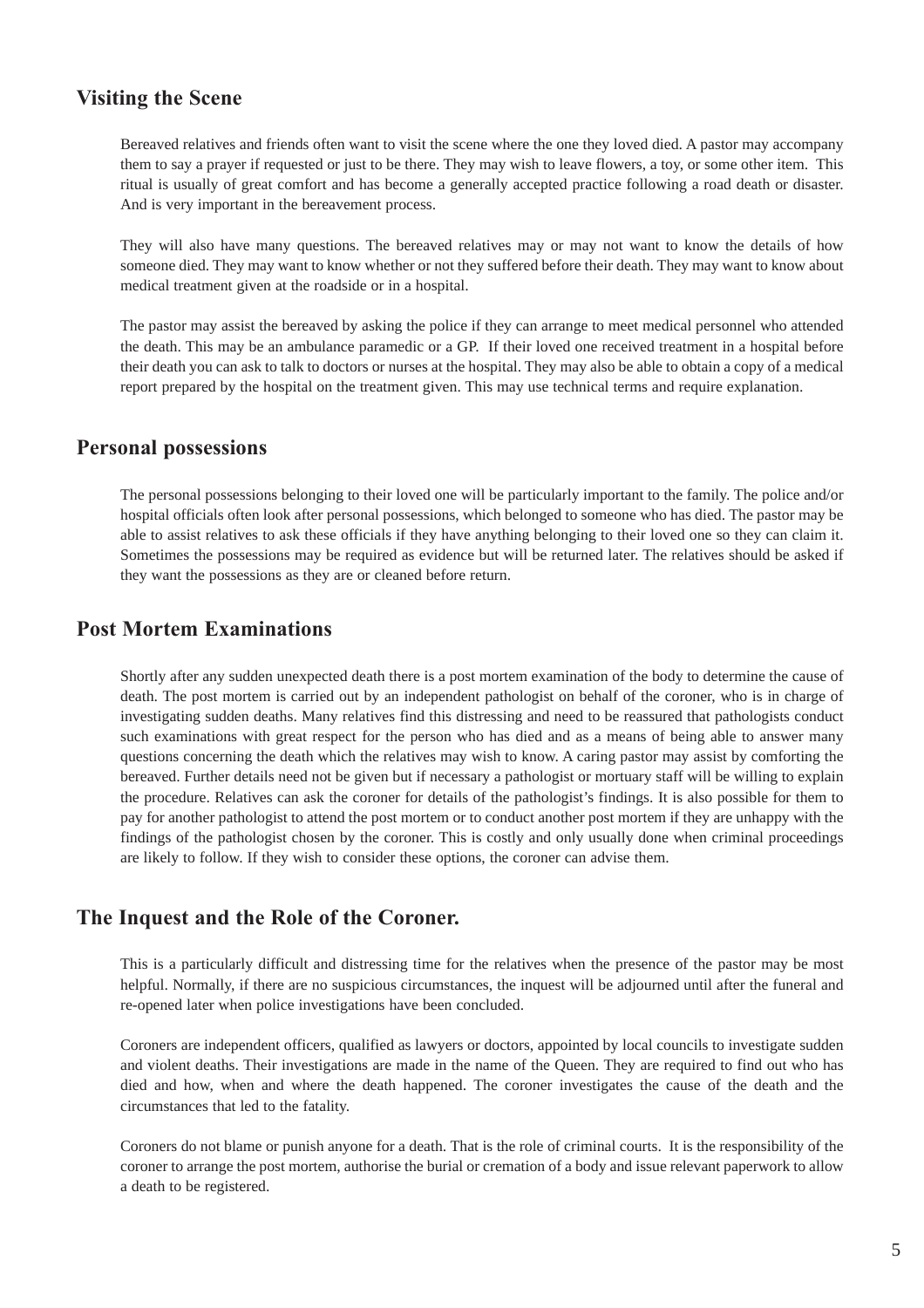## Visiting the Scene

Bereaved relatives and friends often want to visit the scene where the one they loved died. A pastor may accompany them to say a prayer if requested or just to be there. They may wish to leave flowers, a toy, or some other item. This ritual is usually of great comfort and has become a generally accepted practice following a road death or disaster. And is very important in the bereavement process.

They will also have many questions. The bereaved relatives may or may not want to know the details of how someone died. They may want to know whether or not they suffered before their death. They may want to know about medical treatment given at the roadside or in a hospital.

The pastor may assist the bereaved by asking the police if they can arrange to meet medical personnel who attended the death. This may be an ambulance paramedic or a GP. If their loved one received treatment in a hospital before their death you can ask to talk to doctors or nurses at the hospital. They may also be able to obtain a copy of a medical report prepared by the hospital on the treatment given. This may use technical terms and require explanation.

## Personal possessions

The personal possessions belonging to their loved one will be particularly important to the family. The police and/or hospital officials often look after personal possessions, which belonged to someone who has died. The pastor may be able to assist relatives to ask these officials if they have anything belonging to their loved one so they can claim it. Sometimes the possessions may be required as evidence but will be returned later. The relatives should be asked if they want the possessions as they are or cleaned before return.

## Post Mortem Examinations

Shortly after any sudden unexpected death there is a post mortem examination of the body to determine the cause of death. The post mortem is carried out by an independent pathologist on behalf of the coroner, who is in charge of investigating sudden deaths. Many relatives find this distressing and need to be reassured that pathologists conduct such examinations with great respect for the person who has died and as a means of being able to answer many questions concerning the death which the relatives may wish to know. A caring pastor may assist by comforting the bereaved. Further details need not be given but if necessary a pathologist or mortuary staff will be willing to explain the procedure. Relatives can ask the coroner for details of the pathologist's findings. It is also possible for them to pay for another pathologist to attend the post mortem or to conduct another post mortem if they are unhappy with the findings of the pathologist chosen by the coroner. This is costly and only usually done when criminal proceedings are likely to follow. If they wish to consider these options, the coroner can advise them.

## The Inquest and the Role of the Coroner.

This is a particularly difficult and distressing time for the relatives when the presence of the pastor may be most helpful. Normally, if there are no suspicious circumstances, the inquest will be adjourned until after the funeral and re-opened later when police investigations have been concluded.

Coroners are independent officers, qualified as lawyers or doctors, appointed by local councils to investigate sudden and violent deaths. Their investigations are made in the name of the Queen. They are required to find out who has died and how, when and where the death happened. The coroner investigates the cause of the death and the circumstances that led to the fatality.

Coroners do not blame or punish anyone for a death. That is the role of criminal courts. It is the responsibility of the coroner to arrange the post mortem, authorise the burial or cremation of a body and issue relevant paperwork to allow a death to be registered.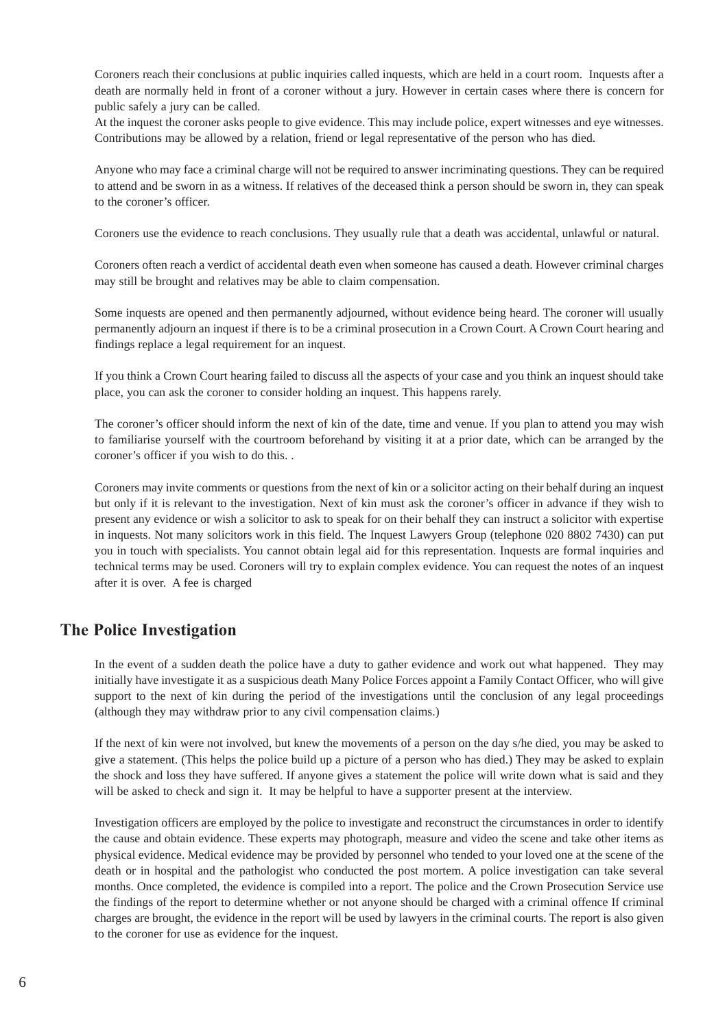Coroners reach their conclusions at public inquiries called inquests, which are held in a court room. Inquests after a death are normally held in front of a coroner without a jury. However in certain cases where there is concern for public safely a jury can be called.
At the inquest the coroner asks people to give evidence. This may include police, expert witnesses and eye witnesses. Contributions may be allowed by a relation, friend or legal representative of the person who has died.

Anyone who may face a criminal charge will not be required to answer incriminating questions. They can be required to attend and be sworn in as a witness. If relatives of the deceased think a person should be sworn in, they can speak to the coroner's officer.

Coroners use the evidence to reach conclusions. They usually rule that a death was accidental, unlawful or natural.

Coroners often reach a verdict of accidental death even when someone has caused a death. However criminal charges may still be brought and relatives may be able to claim compensation.

Some inquests are opened and then permanently adjourned, without evidence being heard. The coroner will usually permanently adjourn an inquest if there is to be a criminal prosecution in a Crown Court. A Crown Court hearing and findings replace a legal requirement for an inquest.

If you think a Crown Court hearing failed to discuss all the aspects of your case and you think an inquest should take place, you can ask the coroner to consider holding an inquest. This happens rarely.

The coroner's officer should inform the next of kin of the date, time and venue. If you plan to attend you may wish to familiarise yourself with the courtroom beforehand by visiting it at a prior date, which can be arranged by the coroner's officer if you wish to do this. .

Coroners may invite comments or questions from the next of kin or a solicitor acting on their behalf during an inquest but only if it is relevant to the investigation. Next of kin must ask the coroner's officer in advance if they wish to present any evidence or wish a solicitor to ask to speak for on their behalf they can instruct a solicitor with expertise in inquests. Not many solicitors work in this field. The Inquest Lawyers Group (telephone 020 8802 7430) can put you in touch with specialists. You cannot obtain legal aid for this representation. Inquests are formal inquiries and technical terms may be used. Coroners will try to explain complex evidence. You can request the notes of an inquest after it is over. A fee is charged

## The Police Investigation

In the event of a sudden death the police have a duty to gather evidence and work out what happened. They may initially have investigate it as a suspicious death Many Police Forces appoint a Family Contact Officer, who will give support to the next of kin during the period of the investigations until the conclusion of any legal proceedings (although they may withdraw prior to any civil compensation claims.)

If the next of kin were not involved, but knew the movements of a person on the day s/he died, you may be asked to give a statement. (This helps the police build up a picture of a person who has died.) They may be asked to explain the shock and loss they have suffered. If anyone gives a statement the police will write down what is said and they will be asked to check and sign it. It may be helpful to have a supporter present at the interview.

Investigation officers are employed by the police to investigate and reconstruct the circumstances in order to identify the cause and obtain evidence. These experts may photograph, measure and video the scene and take other items as physical evidence. Medical evidence may be provided by personnel who tended to your loved one at the scene of the death or in hospital and the pathologist who conducted the post mortem. A police investigation can take several months. Once completed, the evidence is compiled into a report. The police and the Crown Prosecution Service use the findings of the report to determine whether or not anyone should be charged with a criminal offence If criminal charges are brought, the evidence in the report will be used by lawyers in the criminal courts. The report is also given to the coroner for use as evidence for the inquest.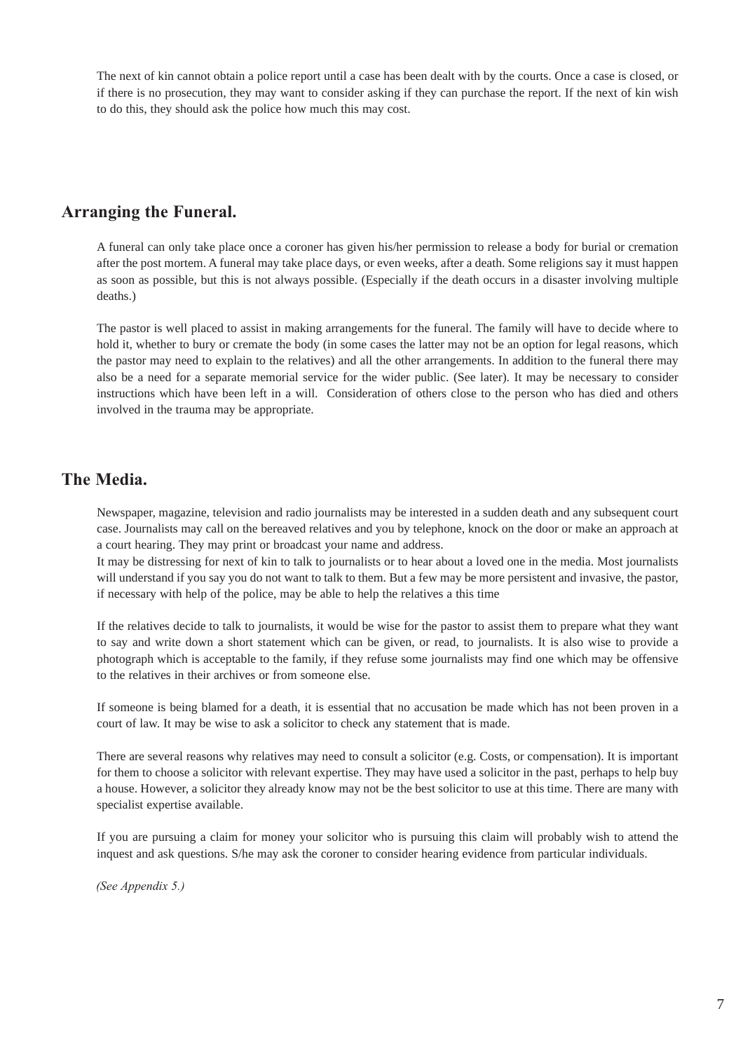The next of kin cannot obtain a police report until a case has been dealt with by the courts. Once a case is closed, or if there is no prosecution, they may want to consider asking if they can purchase the report. If the next of kin wish to do this, they should ask the police how much this may cost.

## Arranging the Funeral.

A funeral can only take place once a coroner has given his/her permission to release a body for burial or cremation after the post mortem. A funeral may take place days, or even weeks, after a death. Some religions say it must happen as soon as possible, but this is not always possible. (Especially if the death occurs in a disaster involving multiple deaths.)

The pastor is well placed to assist in making arrangements for the funeral. The family will have to decide where to hold it, whether to bury or cremate the body (in some cases the latter may not be an option for legal reasons, which the pastor may need to explain to the relatives) and all the other arrangements. In addition to the funeral there may also be a need for a separate memorial service for the wider public. (See later). It may be necessary to consider instructions which have been left in a will. Consideration of others close to the person who has died and others involved in the trauma may be appropriate.

## The Media.

Newspaper, magazine, television and radio journalists may be interested in a sudden death and any subsequent court case. Journalists may call on the bereaved relatives and you by telephone, knock on the door or make an approach at a court hearing. They may print or broadcast your name and address.
It may be distressing for next of kin to talk to journalists or to hear about a loved one in the media. Most journalists will understand if you say you do not want to talk to them. But a few may be more persistent and invasive, the pastor, if necessary with help of the police, may be able to help the relatives a this time

If the relatives decide to talk to journalists, it would be wise for the pastor to assist them to prepare what they want to say and write down a short statement which can be given, or read, to journalists. It is also wise to provide a photograph which is acceptable to the family, if they refuse some journalists may find one which may be offensive to the relatives in their archives or from someone else.

If someone is being blamed for a death, it is essential that no accusation be made which has not been proven in a court of law. It may be wise to ask a solicitor to check any statement that is made.

There are several reasons why relatives may need to consult a solicitor (e.g. Costs, or compensation). It is important for them to choose a solicitor with relevant expertise. They may have used a solicitor in the past, perhaps to help buy a house. However, a solicitor they already know may not be the best solicitor to use at this time. There are many with specialist expertise available.

If you are pursuing a claim for money your solicitor who is pursuing this claim will probably wish to attend the inquest and ask questions. S/he may ask the coroner to consider hearing evidence from particular individuals.

*(See Appendix 5.)*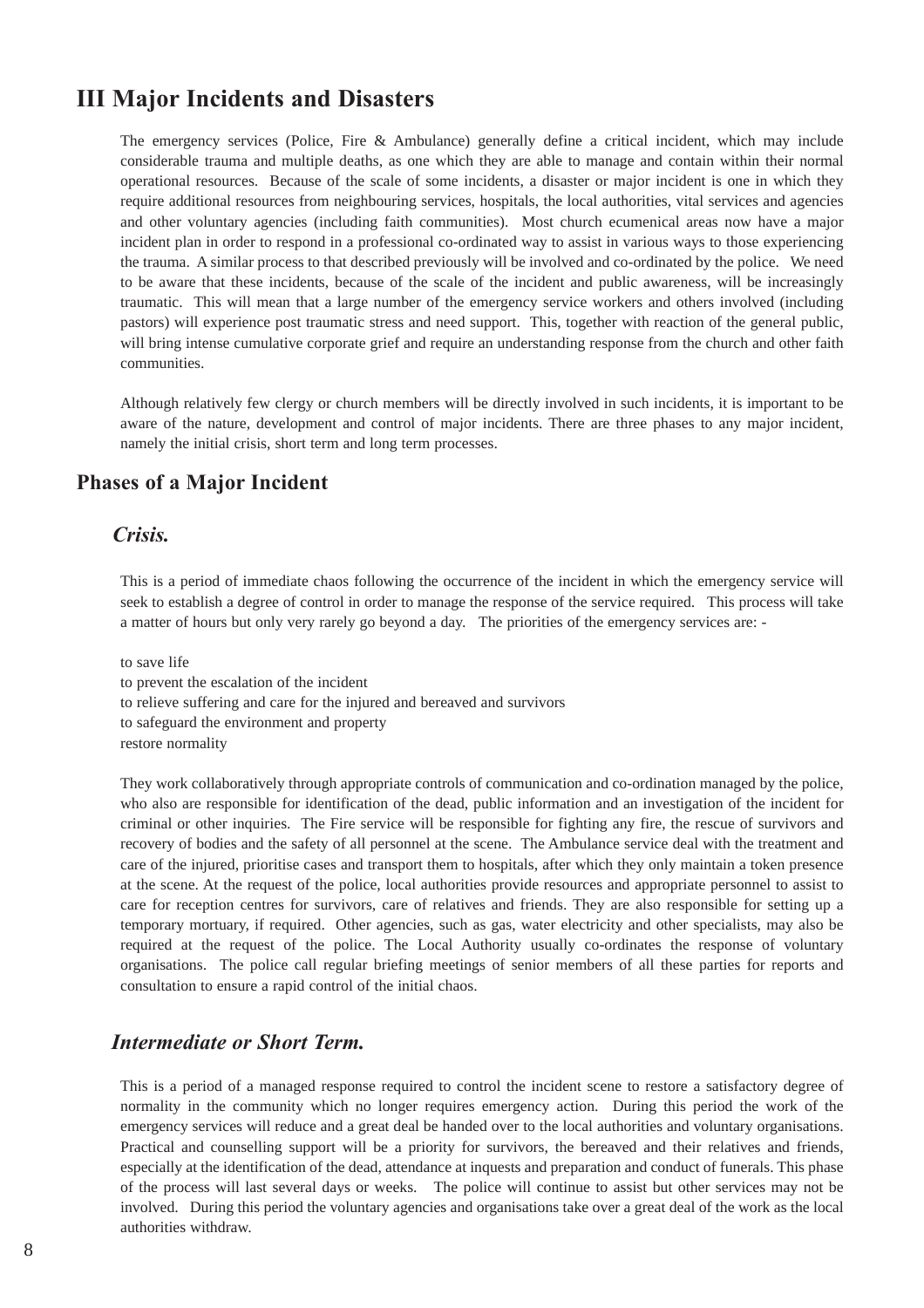# III Major Incidents and Disasters

The emergency services (Police, Fire & Ambulance) generally define a critical incident, which may include considerable trauma and multiple deaths, as one which they are able to manage and contain within their normal operational resources. Because of the scale of some incidents, a disaster or major incident is one in which they require additional resources from neighbouring services, hospitals, the local authorities, vital services and agencies and other voluntary agencies (including faith communities). Most church ecumenical areas now have a major incident plan in order to respond in a professional co-ordinated way to assist in various ways to those experiencing the trauma. A similar process to that described previously will be involved and co-ordinated by the police. We need to be aware that these incidents, because of the scale of the incident and public awareness, will be increasingly traumatic. This will mean that a large number of the emergency service workers and others involved (including pastors) will experience post traumatic stress and need support. This, together with reaction of the general public, will bring intense cumulative corporate grief and require an understanding response from the church and other faith communities.

Although relatively few clergy or church members will be directly involved in such incidents, it is important to be aware of the nature, development and control of major incidents. There are three phases to any major incident, namely the initial crisis, short term and long term processes.

## Phases of a Major Incident

### *Crisis.*

This is a period of immediate chaos following the occurrence of the incident in which the emergency service will seek to establish a degree of control in order to manage the response of the service required. This process will take a matter of hours but only very rarely go beyond a day. The priorities of the emergency services are: -

to save life
to prevent the escalation of the incident
to relieve suffering and care for the injured and bereaved and survivors
to safeguard the environment and property
restore normality

They work collaboratively through appropriate controls of communication and co-ordination managed by the police, who also are responsible for identification of the dead, public information and an investigation of the incident for criminal or other inquiries. The Fire service will be responsible for fighting any fire, the rescue of survivors and recovery of bodies and the safety of all personnel at the scene. The Ambulance service deal with the treatment and care of the injured, prioritise cases and transport them to hospitals, after which they only maintain a token presence at the scene. At the request of the police, local authorities provide resources and appropriate personnel to assist to care for reception centres for survivors, care of relatives and friends. They are also responsible for setting up a temporary mortuary, if required. Other agencies, such as gas, water electricity and other specialists, may also be required at the request of the police. The Local Authority usually co-ordinates the response of voluntary organisations. The police call regular briefing meetings of senior members of all these parties for reports and consultation to ensure a rapid control of the initial chaos.

### *Intermediate or Short Term.*

This is a period of a managed response required to control the incident scene to restore a satisfactory degree of normality in the community which no longer requires emergency action. During this period the work of the emergency services will reduce and a great deal be handed over to the local authorities and voluntary organisations. Practical and counselling support will be a priority for survivors, the bereaved and their relatives and friends, especially at the identification of the dead, attendance at inquests and preparation and conduct of funerals. This phase of the process will last several days or weeks. The police will continue to assist but other services may not be involved. During this period the voluntary agencies and organisations take over a great deal of the work as the local authorities withdraw.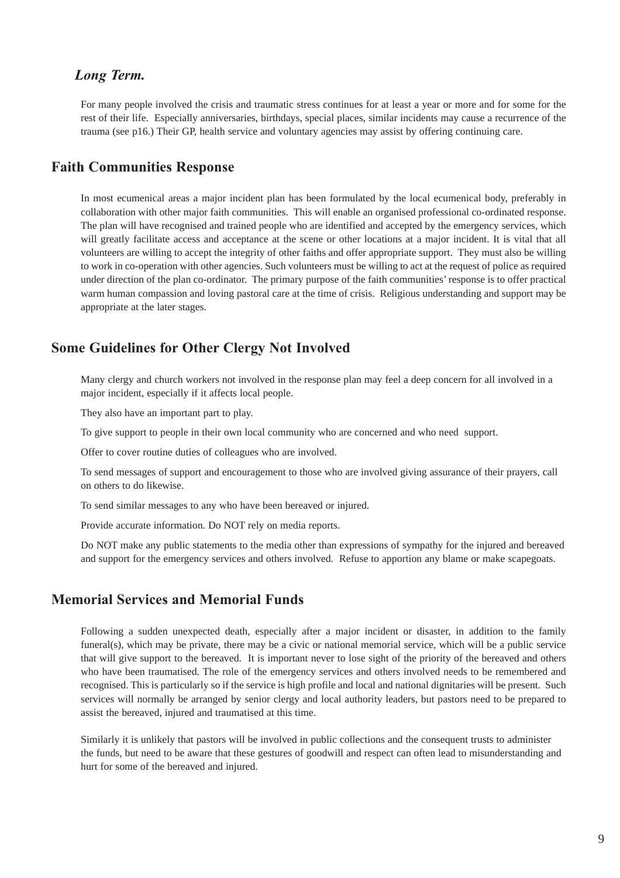### *Long Term.*

For many people involved the crisis and traumatic stress continues for at least a year or more and for some for the rest of their life. Especially anniversaries, birthdays, special places, similar incidents may cause a recurrence of the trauma (see p16.) Their GP, health service and voluntary agencies may assist by offering continuing care.

## Faith Communities Response

In most ecumenical areas a major incident plan has been formulated by the local ecumenical body, preferably in collaboration with other major faith communities. This will enable an organised professional co-ordinated response. The plan will have recognised and trained people who are identified and accepted by the emergency services, which will greatly facilitate access and acceptance at the scene or other locations at a major incident. It is vital that all volunteers are willing to accept the integrity of other faiths and offer appropriate support. They must also be willing to work in co-operation with other agencies. Such volunteers must be willing to act at the request of police as required under direction of the plan co-ordinator. The primary purpose of the faith communities' response is to offer practical warm human compassion and loving pastoral care at the time of crisis. Religious understanding and support may be appropriate at the later stages.

## Some Guidelines for Other Clergy Not Involved

Many clergy and church workers not involved in the response plan may feel a deep concern for all involved in a major incident, especially if it affects local people.

They also have an important part to play.

To give support to people in their own local community who are concerned and who need support.

Offer to cover routine duties of colleagues who are involved.

To send messages of support and encouragement to those who are involved giving assurance of their prayers, call on others to do likewise.

To send similar messages to any who have been bereaved or injured.

Provide accurate information. Do NOT rely on media reports.

Do NOT make any public statements to the media other than expressions of sympathy for the injured and bereaved and support for the emergency services and others involved. Refuse to apportion any blame or make scapegoats.

## Memorial Services and Memorial Funds

Following a sudden unexpected death, especially after a major incident or disaster, in addition to the family funeral(s), which may be private, there may be a civic or national memorial service, which will be a public service that will give support to the bereaved. It is important never to lose sight of the priority of the bereaved and others who have been traumatised. The role of the emergency services and others involved needs to be remembered and recognised. This is particularly so if the service is high profile and local and national dignitaries will be present. Such services will normally be arranged by senior clergy and local authority leaders, but pastors need to be prepared to assist the bereaved, injured and traumatised at this time.

Similarly it is unlikely that pastors will be involved in public collections and the consequent trusts to administer the funds, but need to be aware that these gestures of goodwill and respect can often lead to misunderstanding and hurt for some of the bereaved and injured.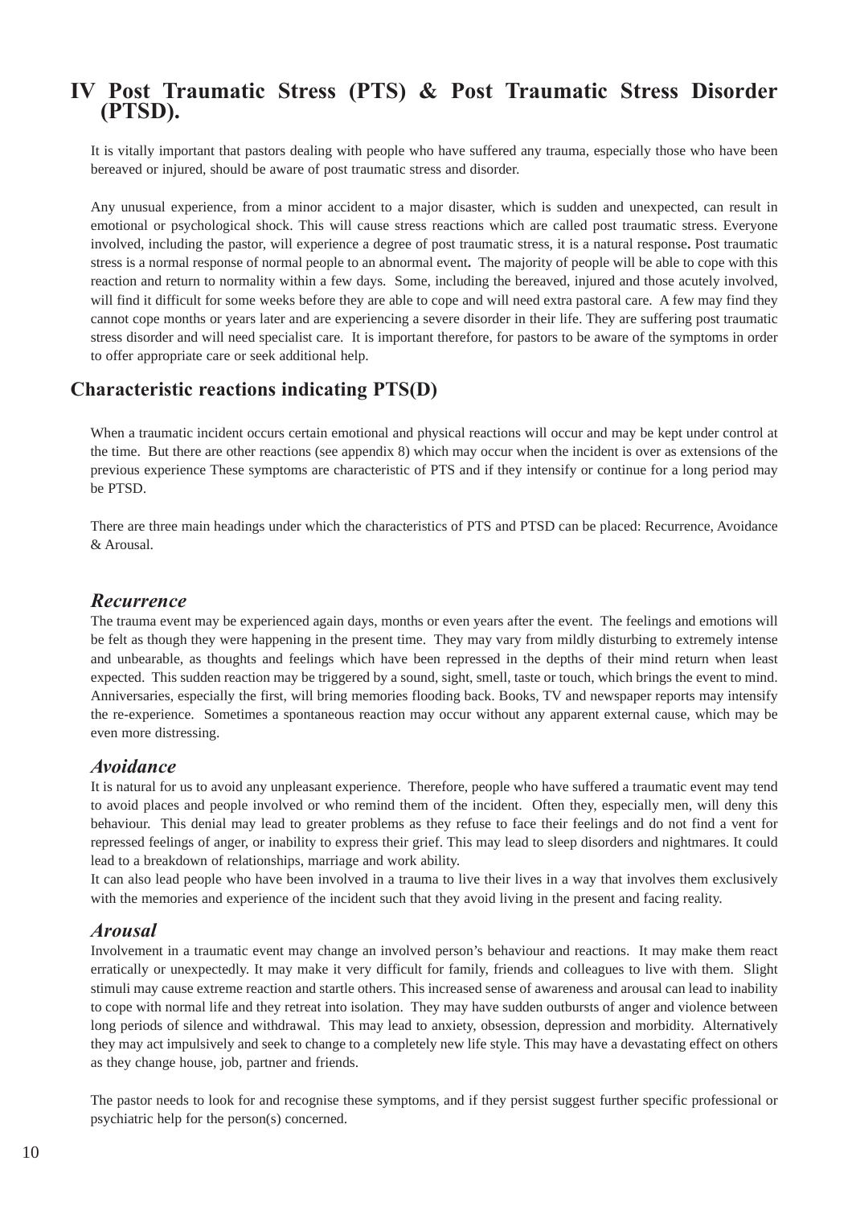# IV Post Traumatic Stress (PTS) & Post Traumatic Stress Disorder (PTSD).

It is vitally important that pastors dealing with people who have suffered any trauma, especially those who have been bereaved or injured, should be aware of post traumatic stress and disorder.

Any unusual experience, from a minor accident to a major disaster, which is sudden and unexpected, can result in emotional or psychological shock. This will cause stress reactions which are called post traumatic stress. Everyone involved, including the pastor, will experience a degree of post traumatic stress, it is a natural response**.** Post traumatic stress is a normal response of normal people to an abnormal event**.** The majority of people will be able to cope with this reaction and return to normality within a few days. Some, including the bereaved, injured and those acutely involved, will find it difficult for some weeks before they are able to cope and will need extra pastoral care. A few may find they cannot cope months or years later and are experiencing a severe disorder in their life. They are suffering post traumatic stress disorder and will need specialist care. It is important therefore, for pastors to be aware of the symptoms in order to offer appropriate care or seek additional help.

## Characteristic reactions indicating PTS(D)

When a traumatic incident occurs certain emotional and physical reactions will occur and may be kept under control at the time. But there are other reactions (see appendix 8) which may occur when the incident is over as extensions of the previous experience These symptoms are characteristic of PTS and if they intensify or continue for a long period may be PTSD.

There are three main headings under which the characteristics of PTS and PTSD can be placed: Recurrence, Avoidance & Arousal.

### *Recurrence*

The trauma event may be experienced again days, months or even years after the event. The feelings and emotions will be felt as though they were happening in the present time. They may vary from mildly disturbing to extremely intense and unbearable, as thoughts and feelings which have been repressed in the depths of their mind return when least expected. This sudden reaction may be triggered by a sound, sight, smell, taste or touch, which brings the event to mind. Anniversaries, especially the first, will bring memories flooding back. Books, TV and newspaper reports may intensify the re-experience. Sometimes a spontaneous reaction may occur without any apparent external cause, which may be even more distressing.

### *Avoidance*

It is natural for us to avoid any unpleasant experience. Therefore, people who have suffered a traumatic event may tend to avoid places and people involved or who remind them of the incident. Often they, especially men, will deny this behaviour. This denial may lead to greater problems as they refuse to face their feelings and do not find a vent for repressed feelings of anger, or inability to express their grief. This may lead to sleep disorders and nightmares. It could lead to a breakdown of relationships, marriage and work ability.

It can also lead people who have been involved in a trauma to live their lives in a way that involves them exclusively with the memories and experience of the incident such that they avoid living in the present and facing reality.

### *Arousal*

Involvement in a traumatic event may change an involved person's behaviour and reactions. It may make them react erratically or unexpectedly. It may make it very difficult for family, friends and colleagues to live with them. Slight stimuli may cause extreme reaction and startle others. This increased sense of awareness and arousal can lead to inability to cope with normal life and they retreat into isolation. They may have sudden outbursts of anger and violence between long periods of silence and withdrawal. This may lead to anxiety, obsession, depression and morbidity. Alternatively they may act impulsively and seek to change to a completely new life style. This may have a devastating effect on others as they change house, job, partner and friends.

The pastor needs to look for and recognise these symptoms, and if they persist suggest further specific professional or psychiatric help for the person(s) concerned.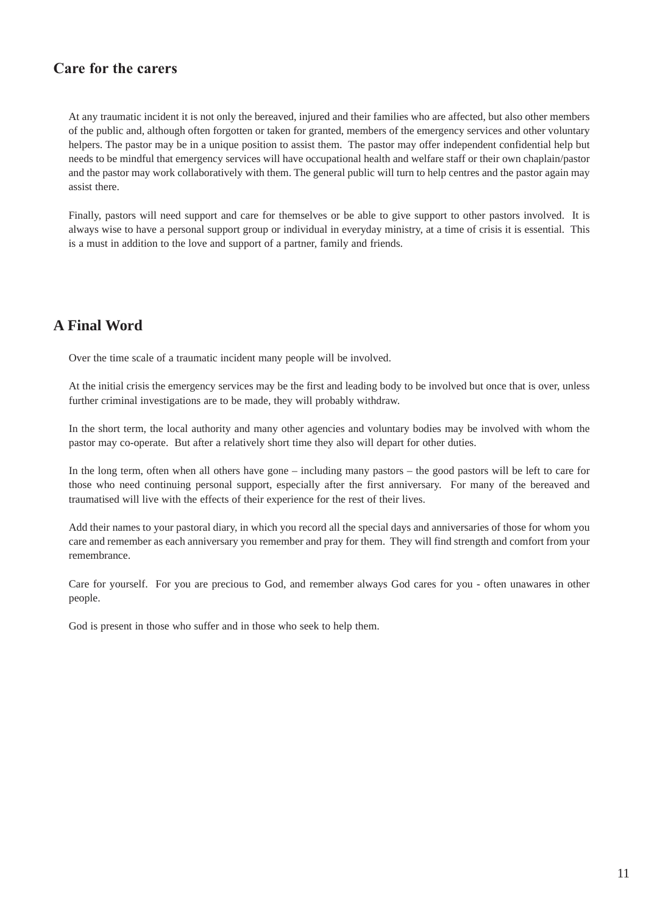## Care for the carers

At any traumatic incident it is not only the bereaved, injured and their families who are affected, but also other members of the public and, although often forgotten or taken for granted, members of the emergency services and other voluntary helpers. The pastor may be in a unique position to assist them. The pastor may offer independent confidential help but needs to be mindful that emergency services will have occupational health and welfare staff or their own chaplain/pastor and the pastor may work collaboratively with them. The general public will turn to help centres and the pastor again may assist there.

Finally, pastors will need support and care for themselves or be able to give support to other pastors involved. It is always wise to have a personal support group or individual in everyday ministry, at a time of crisis it is essential. This is a must in addition to the love and support of a partner, family and friends.

## A Final Word

Over the time scale of a traumatic incident many people will be involved.

At the initial crisis the emergency services may be the first and leading body to be involved but once that is over, unless further criminal investigations are to be made, they will probably withdraw.

In the short term, the local authority and many other agencies and voluntary bodies may be involved with whom the pastor may co-operate. But after a relatively short time they also will depart for other duties.

In the long term, often when all others have gone – including many pastors – the good pastors will be left to care for those who need continuing personal support, especially after the first anniversary. For many of the bereaved and traumatised will live with the effects of their experience for the rest of their lives.

Add their names to your pastoral diary, in which you record all the special days and anniversaries of those for whom you care and remember as each anniversary you remember and pray for them. They will find strength and comfort from your remembrance.

Care for yourself. For you are precious to God, and remember always God cares for you - often unawares in other people.

God is present in those who suffer and in those who seek to help them.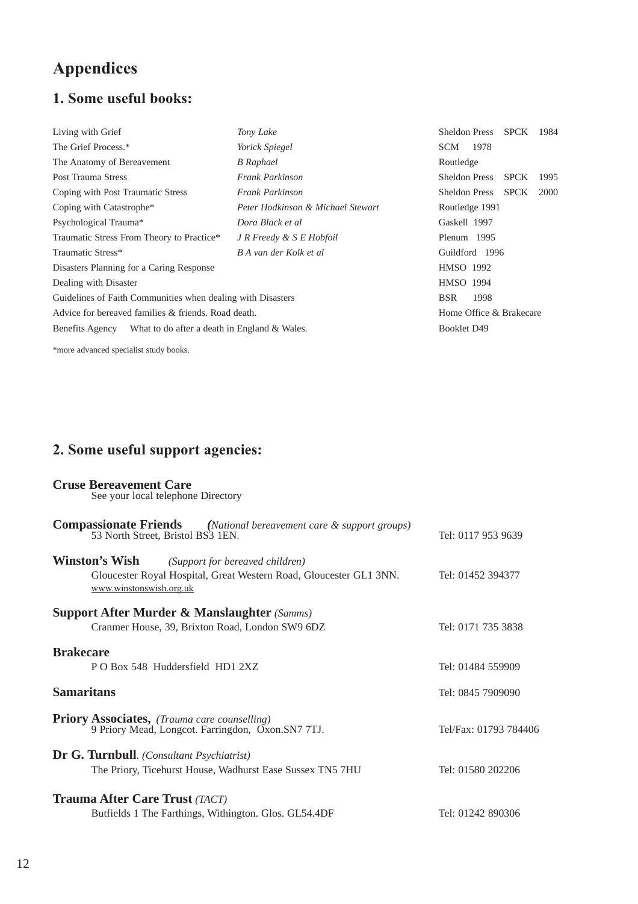# Appendices

## 1. Some useful books:

| | | |
|---|---|---|
| Living with Grief | *Tony Lake* | Sheldon Press SPCK 1984 |
| The Grief Process.* | *Yorick Spiegel* | SCM 1978 |
| The Anatomy of Bereavement | *B Raphael* | Routledge |
| Post Trauma Stress | *Frank Parkinson* | Sheldon Press SPCK 1995 |
| Coping with Post Traumatic Stress | *Frank Parkinson* | Sheldon Press SPCK 2000 |
| Coping with Catastrophe* | *Peter Hodkinson & Michael Stewart* | Routledge 1991 |
| Psychological Trauma* | *Dora Black et al* | Gaskell 1997 |
| Traumatic Stress From Theory to Practice* | *J R Freedy & S E Hobfoil* | Plenum 1995 |
| Traumatic Stress* | *B A van der Kolk et al* | Guildford 1996 |
| Disasters Planning for a Caring Response | | HMSO 1992 |
| Dealing with Disaster | | HMSO 1994 |
| Guidelines of Faith Communities when dealing with Disasters | | BSR 1998 |
| Advice for bereaved families & friends. Road death. | | Home Office & Brakecare |
| Benefits Agency What to do after a death in England & Wales. | | Booklet D49 |

*more advanced specialist study books.

## 2. Some useful support agencies:

**Cruse Bereavement Care**
See your local telephone Directory

**Compassionate Friends** *(National bereavement care & support groups)*
53 North Street, Bristol BS3 1EN. Tel: 0117 953 9639

**Winston's Wish** *(Support for bereaved children)*
Gloucester Royal Hospital, Great Western Road, Gloucester GL1 3NN. Tel: 01452 394377
www.winstonswish.org.uk

**Support After Murder & Manslaughter** *(Samms)*
Cranmer House, 39, Brixton Road, London SW9 6DZ Tel: 0171 735 3838

**Brakecare**
P O Box 548 Huddersfield HD1 2XZ Tel: 01484 559909

**Samaritans** Tel: 0845 7909090

**Priory Associates,** *(Trauma care counselling)*
9 Priory Mead, Longcot. Farringdon, Oxon.SN7 7TJ. Tel/Fax: 01793 784406

**Dr G. Turnbull**. *(Consultant Psychiatrist)*
The Priory, Ticehurst House, Wadhurst Ease Sussex TN5 7HU Tel: 01580 202206

**Trauma After Care Trust** *(TACT)*
Butfields 1 The Farthings, Withington. Glos. GL54.4DF Tel: 01242 890306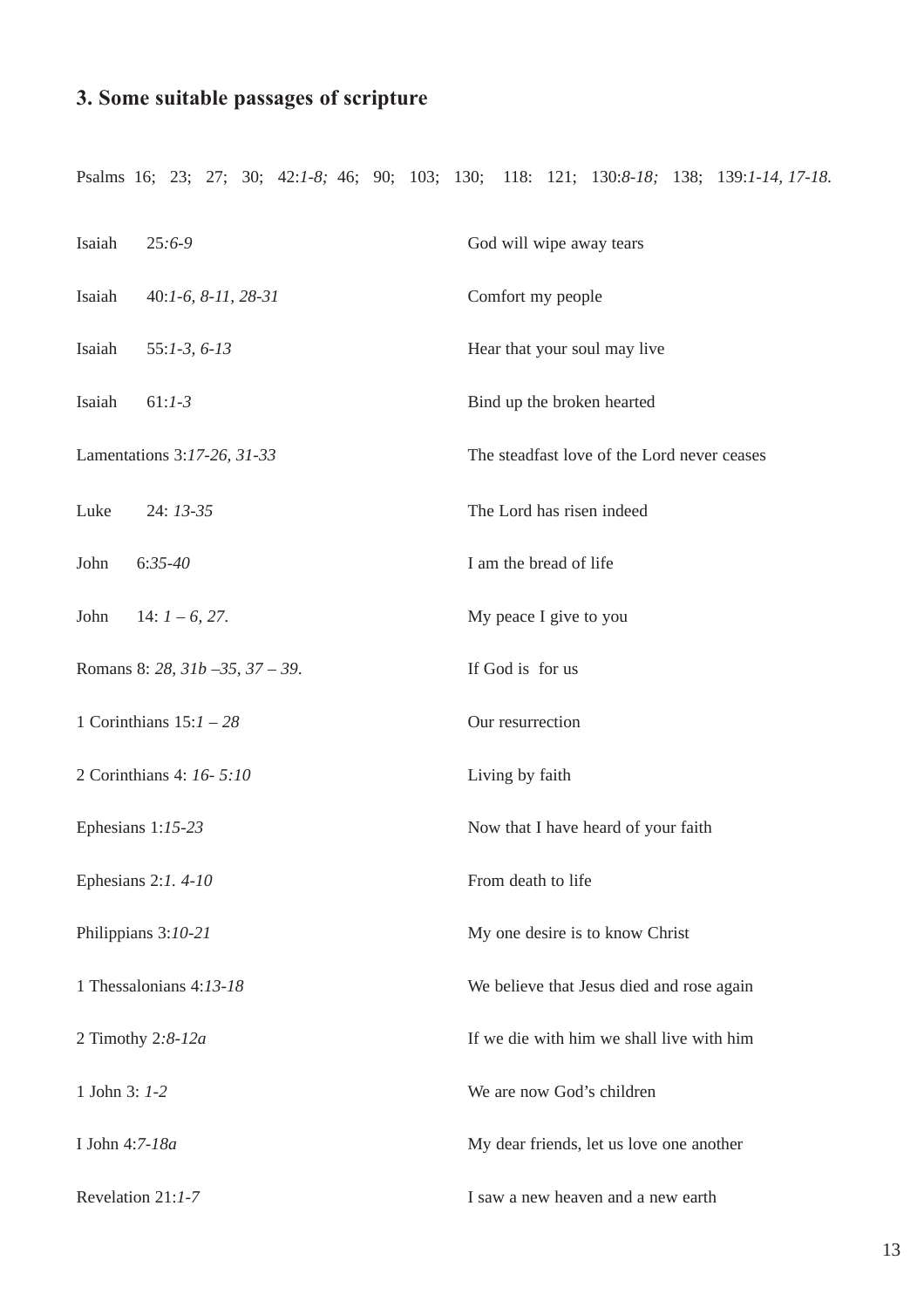### 3. Some suitable passages of scripture

Psalms 16; 23; 27; 30; 42:*1-8;* 46; 90; 103; 130; 118: 121; 130:*8-18;* 138; 139:*1-14, 17-18*.

| | |
|---|---|
| Isaiah 25*:6-9* | God will wipe away tears |
| Isaiah 40:*1-6, 8-11, 28-31* | Comfort my people |
| Isaiah 55:*1-3, 6-13* | Hear that your soul may live |
| Isaiah 61:*1-3* | Bind up the broken hearted |
| Lamentations 3:*17-26, 31-33* | The steadfast love of the Lord never ceases |
| Luke 24: *13-35* | The Lord has risen indeed |
| John 6:*35-40* | I am the bread of life |
| John 14: *1 – 6, 27*. | My peace I give to you |
| Romans 8: *28, 31b –35, 37 – 39*. | If God is for us |
| 1 Corinthians 15:*1 – 28* | Our resurrection |
| 2 Corinthians 4: *16- 5:10* | Living by faith |
| Ephesians 1:*15-23* | Now that I have heard of your faith |
| Ephesians 2:*1. 4-10* | From death to life |
| Philippians 3:*10-21* | My one desire is to know Christ |
| 1 Thessalonians 4:*13-18* | We believe that Jesus died and rose again |
| 2 Timothy 2:*8-12a* | If we die with him we shall live with him |
| 1 John 3: *1-2* | We are now God's children |
| I John 4:*7-18a* | My dear friends, let us love one another |
| Revelation 21:*1-7* | I saw a new heaven and a new earth |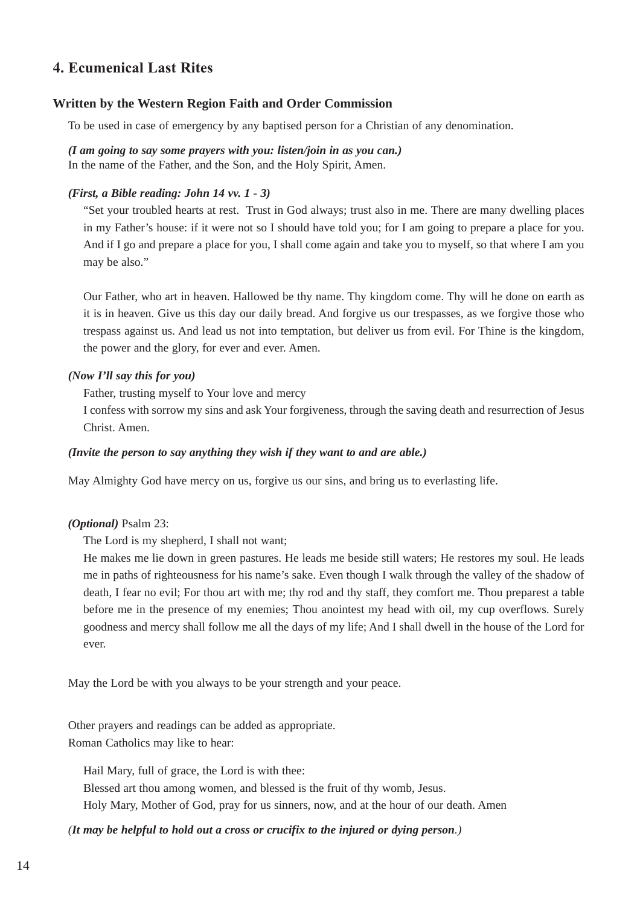## 4. Ecumenical Last Rites

### Written by the Western Region Faith and Order Commission

To be used in case of emergency by any baptised person for a Christian of any denomination.

***(I am going to say some prayers with you: listen/join in as you can.)***
In the name of the Father, and the Son, and the Holy Spirit, Amen.

***(First, a Bible reading: John 14 vv. 1 - 3)***

"Set your troubled hearts at rest. Trust in God always; trust also in me. There are many dwelling places in my Father's house: if it were not so I should have told you; for I am going to prepare a place for you. And if I go and prepare a place for you, I shall come again and take you to myself, so that where I am you may be also."

Our Father, who art in heaven. Hallowed be thy name. Thy kingdom come. Thy will he done on earth as it is in heaven. Give us this day our daily bread. And forgive us our trespasses, as we forgive those who trespass against us. And lead us not into temptation, but deliver us from evil. For Thine is the kingdom, the power and the glory, for ever and ever. Amen.

***(Now I'll say this for you)***

Father, trusting myself to Your love and mercy
I confess with sorrow my sins and ask Your forgiveness, through the saving death and resurrection of Jesus Christ. Amen.

***(Invite the person to say anything they wish if they want to and are able.)***

May Almighty God have mercy on us, forgive us our sins, and bring us to everlasting life.

***(Optional)*** Psalm 23:

The Lord is my shepherd, I shall not want;
He makes me lie down in green pastures. He leads me beside still waters; He restores my soul. He leads me in paths of righteousness for his name's sake. Even though I walk through the valley of the shadow of death, I fear no evil; For thou art with me; thy rod and thy staff, they comfort me. Thou preparest a table before me in the presence of my enemies; Thou anointest my head with oil, my cup overflows. Surely goodness and mercy shall follow me all the days of my life; And I shall dwell in the house of the Lord for ever.

May the Lord be with you always to be your strength and your peace.

Other prayers and readings can be added as appropriate.
Roman Catholics may like to hear:

Hail Mary, full of grace, the Lord is with thee:
Blessed art thou among women, and blessed is the fruit of thy womb, Jesus.
Holy Mary, Mother of God, pray for us sinners, now, and at the hour of our death. Amen

*(**It may be helpful to hold out a cross or crucifix to the injured or dying person**.)*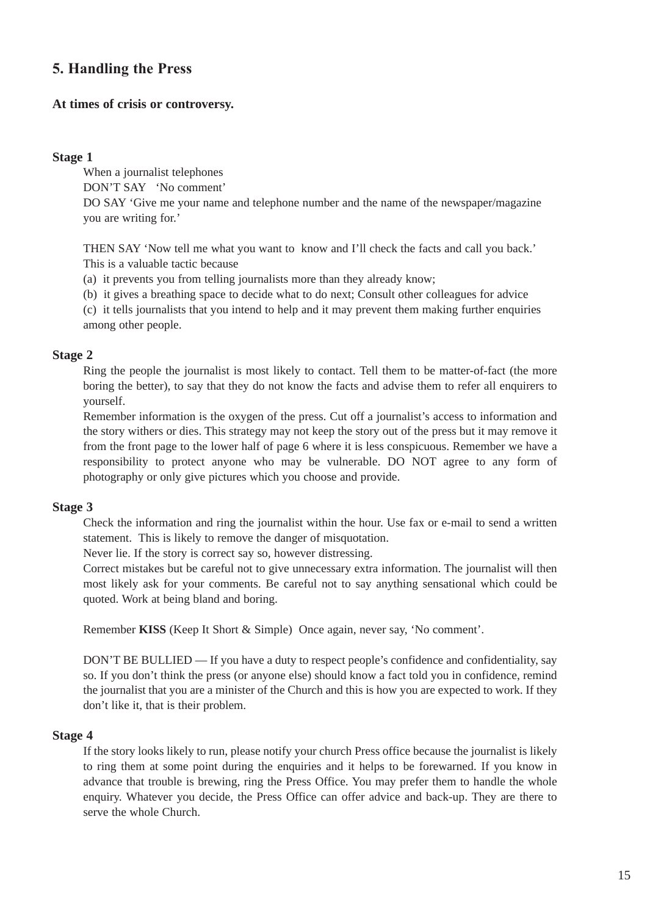## 5. Handling the Press

### At times of crisis or controversy.

**Stage 1**

When a journalist telephones
DON'T SAY 'No comment'
DO SAY 'Give me your name and telephone number and the name of the newspaper/magazine you are writing for.'

THEN SAY 'Now tell me what you want to know and I'll check the facts and call you back.'
This is a valuable tactic because
(a) it prevents you from telling journalists more than they already know;
(b) it gives a breathing space to decide what to do next; Consult other colleagues for advice
(c) it tells journalists that you intend to help and it may prevent them making further enquiries among other people.

**Stage 2**

Ring the people the journalist is most likely to contact. Tell them to be matter-of-fact (the more boring the better), to say that they do not know the facts and advise them to refer all enquirers to yourself.
Remember information is the oxygen of the press. Cut off a journalist's access to information and the story withers or dies. This strategy may not keep the story out of the press but it may remove it from the front page to the lower half of page 6 where it is less conspicuous. Remember we have a responsibility to protect anyone who may be vulnerable. DO NOT agree to any form of photography or only give pictures which you choose and provide.

**Stage 3**

Check the information and ring the journalist within the hour. Use fax or e-mail to send a written statement. This is likely to remove the danger of misquotation.
Never lie. If the story is correct say so, however distressing.
Correct mistakes but be careful not to give unnecessary extra information. The journalist will then most likely ask for your comments. Be careful not to say anything sensational which could be quoted. Work at being bland and boring.

Remember **KISS** (Keep It Short & Simple) Once again, never say, 'No comment'.

DON'T BE BULLIED — If you have a duty to respect people's confidence and confidentiality, say so. If you don't think the press (or anyone else) should know a fact told you in confidence, remind the journalist that you are a minister of the Church and this is how you are expected to work. If they don't like it, that is their problem.

**Stage 4**

If the story looks likely to run, please notify your church Press office because the journalist is likely to ring them at some point during the enquiries and it helps to be forewarned. If you know in advance that trouble is brewing, ring the Press Office. You may prefer them to handle the whole enquiry. Whatever you decide, the Press Office can offer advice and back-up. They are there to serve the whole Church.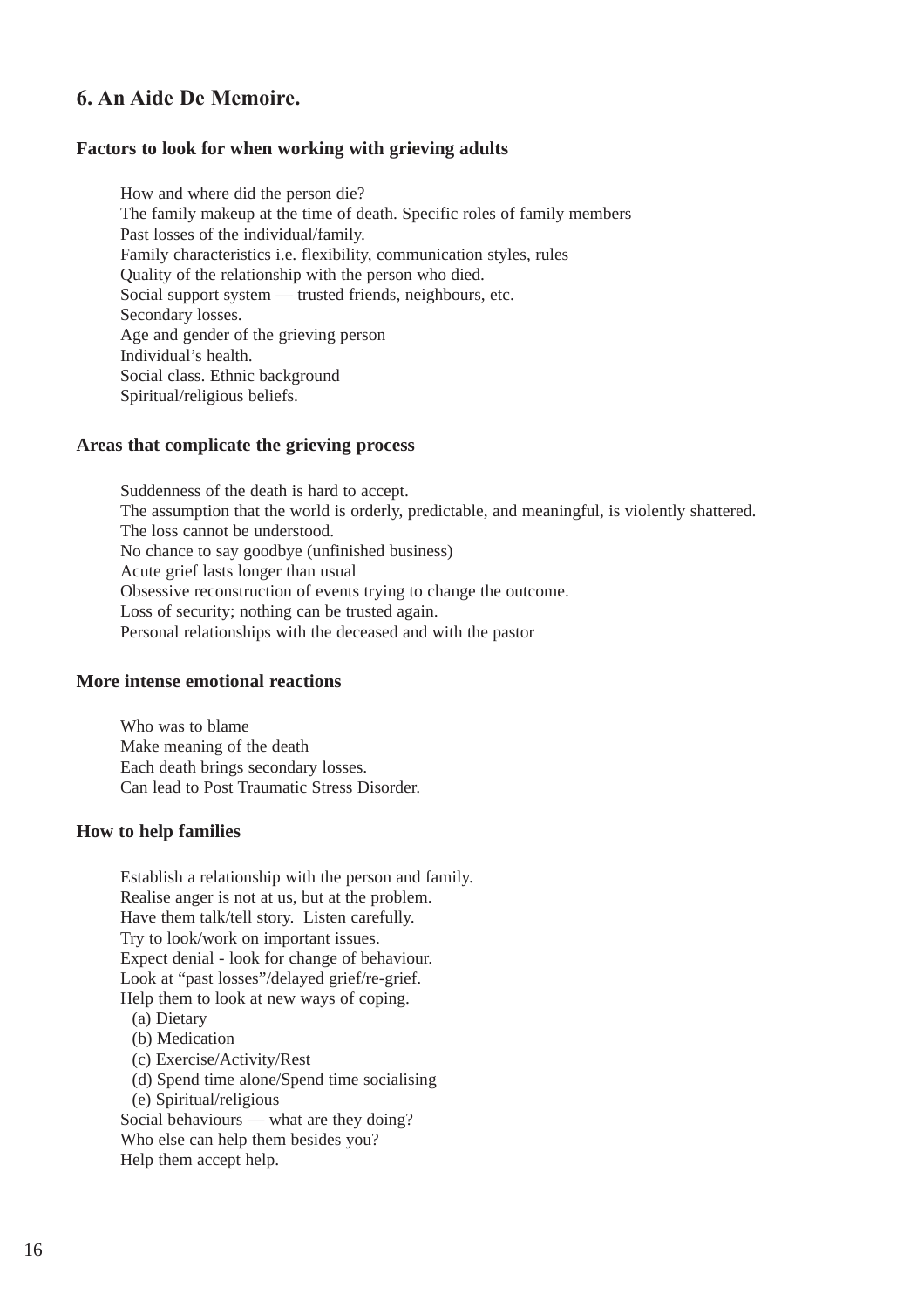## 6. An Aide De Memoire.

### Factors to look for when working with grieving adults

How and where did the person die?
The family makeup at the time of death. Specific roles of family members
Past losses of the individual/family.
Family characteristics i.e. flexibility, communication styles, rules
Quality of the relationship with the person who died.
Social support system — trusted friends, neighbours, etc.
Secondary losses.
Age and gender of the grieving person
Individual's health.
Social class. Ethnic background
Spiritual/religious beliefs.

### Areas that complicate the grieving process

Suddenness of the death is hard to accept.
The assumption that the world is orderly, predictable, and meaningful, is violently shattered.
The loss cannot be understood.
No chance to say goodbye (unfinished business)
Acute grief lasts longer than usual
Obsessive reconstruction of events trying to change the outcome.
Loss of security; nothing can be trusted again.
Personal relationships with the deceased and with the pastor

### More intense emotional reactions

Who was to blame
Make meaning of the death
Each death brings secondary losses.
Can lead to Post Traumatic Stress Disorder.

### How to help families

Establish a relationship with the person and family.
Realise anger is not at us, but at the problem.
Have them talk/tell story. Listen carefully.
Try to look/work on important issues.
Expect denial - look for change of behaviour.
Look at "past losses"/delayed grief/re-grief.
Help them to look at new ways of coping.
- (a) Dietary
- (b) Medication
- (c) Exercise/Activity/Rest
- (d) Spend time alone/Spend time socialising
- (e) Spiritual/religious

Social behaviours — what are they doing?
Who else can help them besides you?
Help them accept help.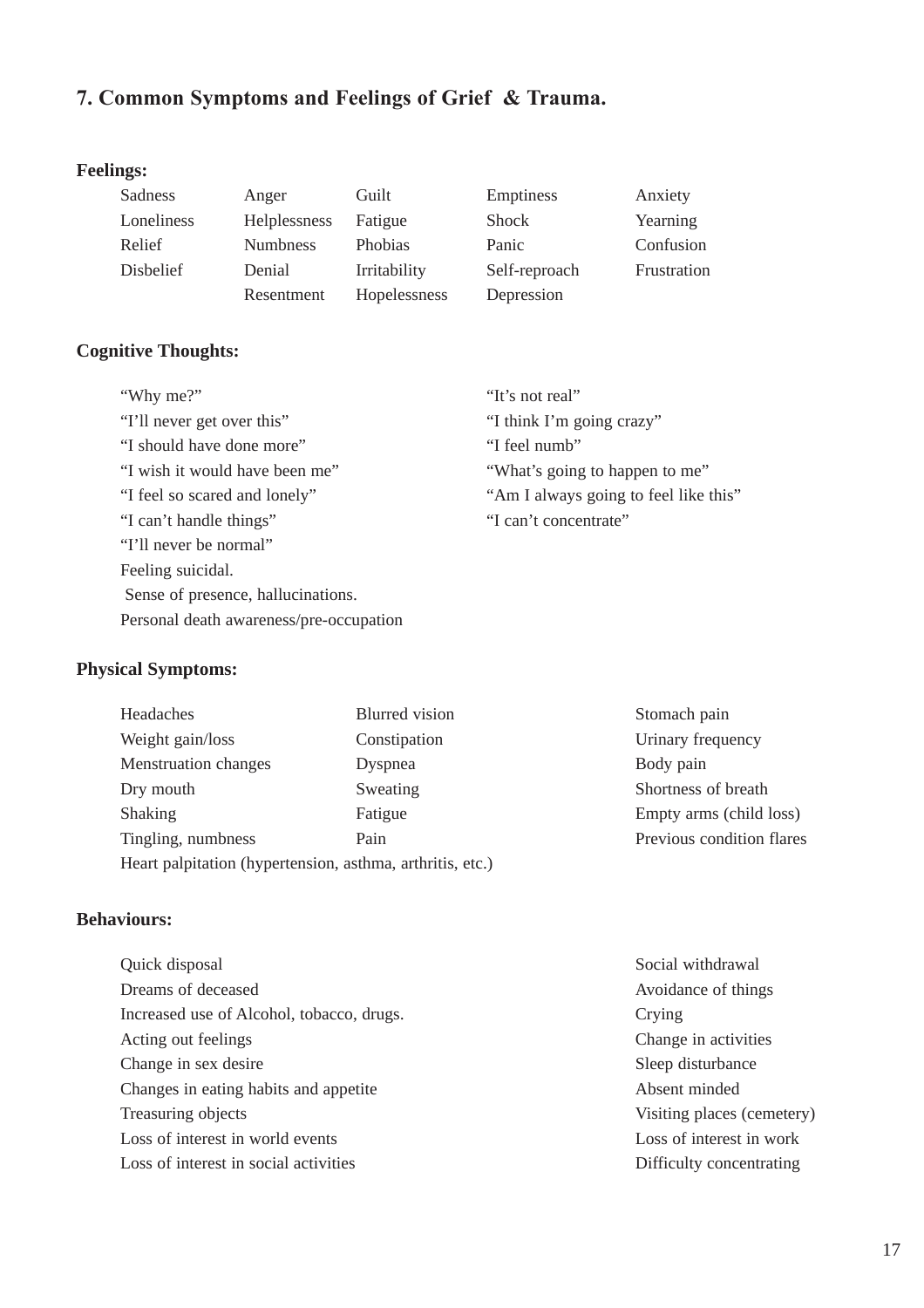## 7. Common Symptoms and Feelings of Grief & Trauma.

**Feelings:**

| | | | | |
|---|---|---|---|---|
| Sadness | Anger | Guilt | Emptiness | Anxiety |
| Loneliness | Helplessness | Fatigue | Shock | Yearning |
| Relief | Numbness | Phobias | Panic | Confusion |
| Disbelief | Denial | Irritability | Self-reproach | Frustration |
| | Resentment | Hopelessness | Depression | |

**Cognitive Thoughts:**

"Why me?"
"I'll never get over this"
"I should have done more"
"I wish it would have been me"
"I feel so scared and lonely"
"I can't handle things"
"I'll never be normal"
Feeling suicidal.
Sense of presence, hallucinations.
Personal death awareness/pre-occupation

"It's not real"
"I think I'm going crazy"
"I feel numb"
"What's going to happen to me"
"Am I always going to feel like this"
"I can't concentrate"

**Physical Symptoms:**

| | | |
|---|---|---|
| Headaches | Blurred vision | Stomach pain |
| Weight gain/loss | Constipation | Urinary frequency |
| Menstruation changes | Dyspnea | Body pain |
| Dry mouth | Sweating | Shortness of breath |
| Shaking | Fatigue | Empty arms (child loss) |
| Tingling, numbness | Pain | Previous condition flares |

Heart palpitation (hypertension, asthma, arthritis, etc.)

**Behaviours:**

Quick disposal
Dreams of deceased
Increased use of Alcohol, tobacco, drugs.
Acting out feelings
Change in sex desire
Changes in eating habits and appetite
Treasuring objects
Loss of interest in world events
Loss of interest in social activities

Social withdrawal
Avoidance of things
Crying
Change in activities
Sleep disturbance
Absent minded
Visiting places (cemetery)
Loss of interest in work
Difficulty concentrating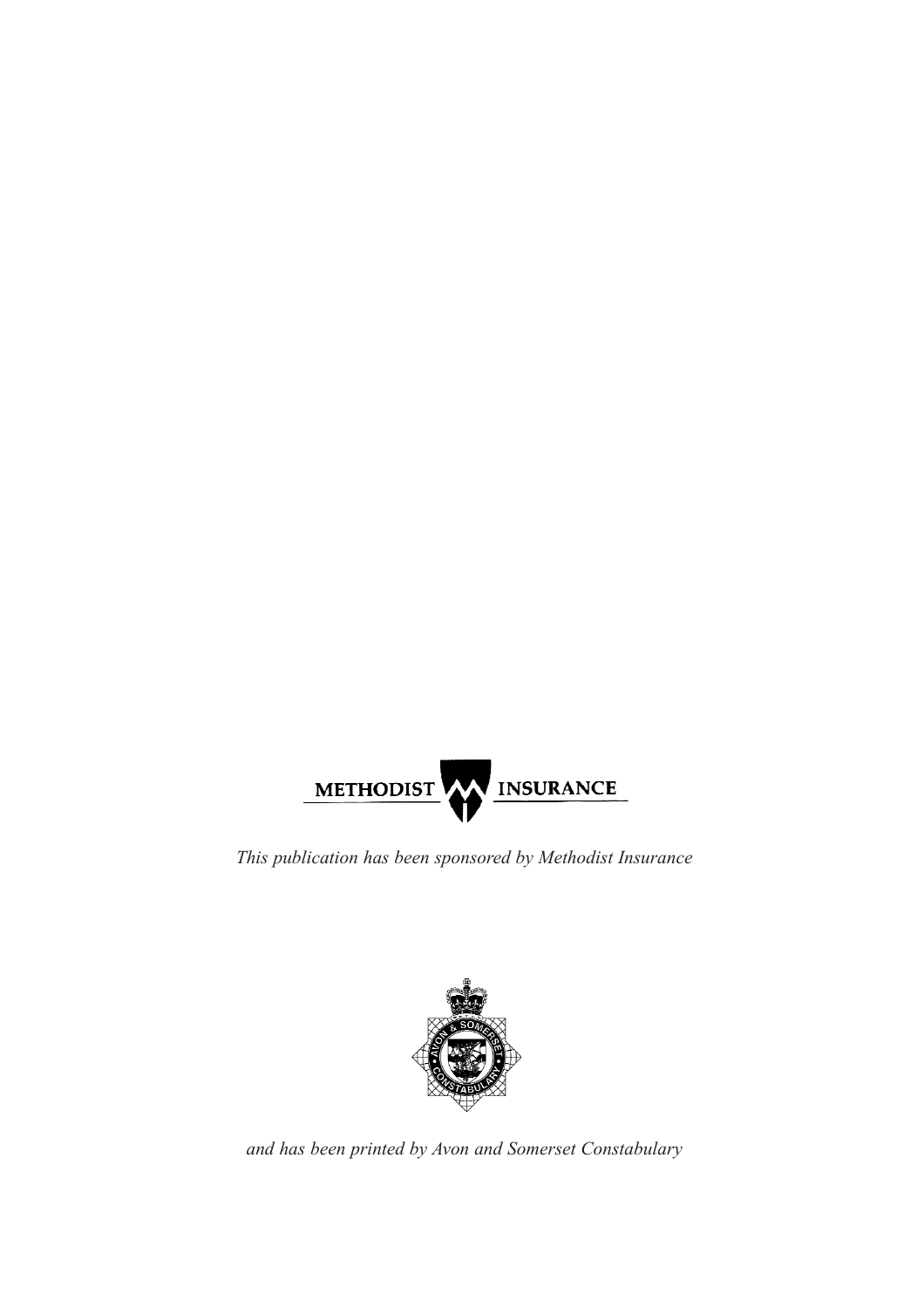METHODIST INSURANCE

*This publication has been sponsored by Methodist Insurance*

*and has been printed by Avon and Somerset Constabulary*